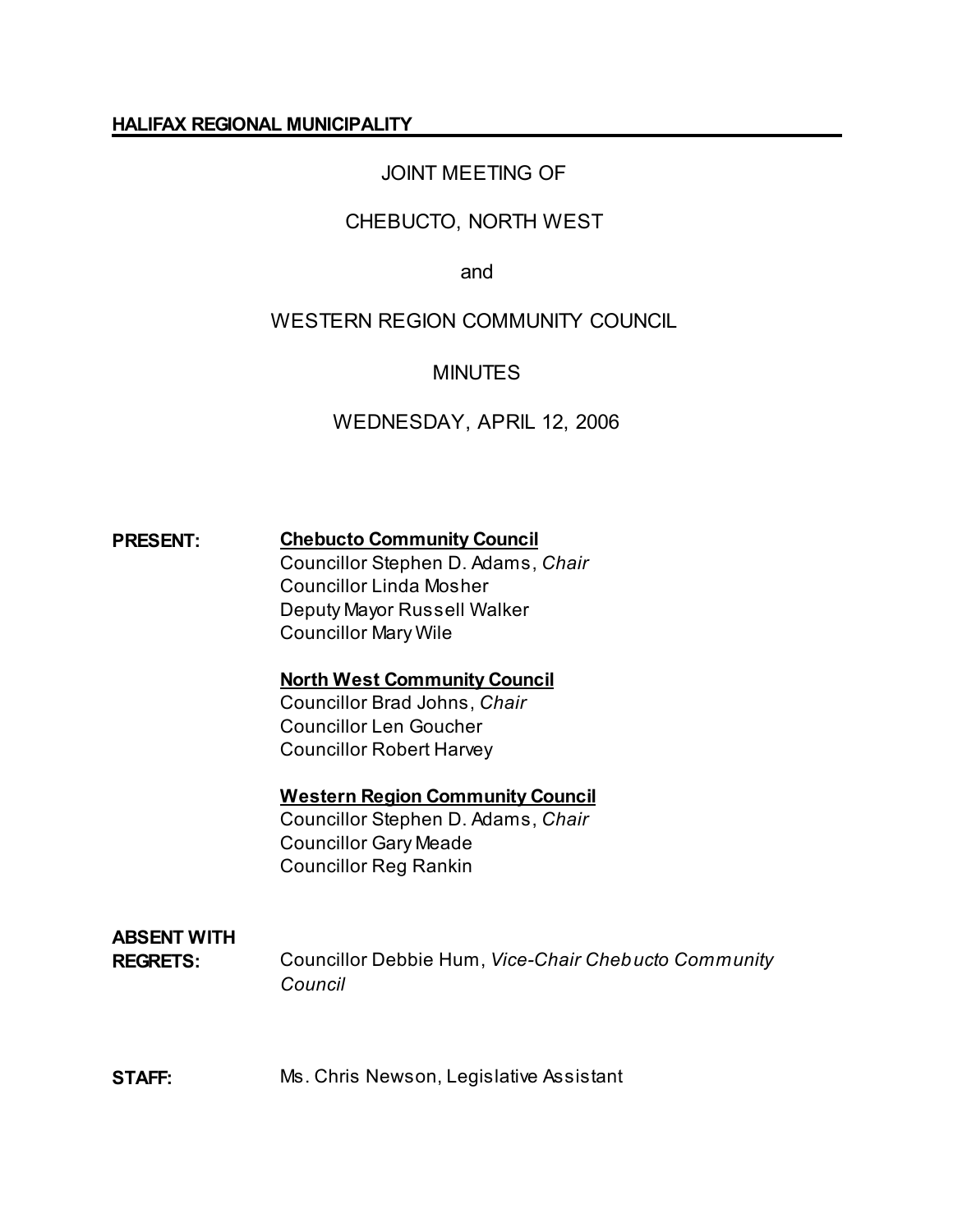**HALIFAX REGIONAL MUNICIPALITY**

JOINT MEETING OF

CHEBUCTO, NORTH WEST

and

WESTERN REGION COMMUNITY COUNCIL

MINUTES

WEDNESDAY, APRIL 12, 2006

**PRESENT:**

**Chebucto Community Council**
Councillor Stephen D. Adams, *Chair*
Councillor Linda Mosher
Deputy Mayor Russell Walker
Councillor Mary Wile

**North West Community Council**
Councillor Brad Johns, *Chair*
Councillor Len Goucher
Councillor Robert Harvey

**Western Region Community Council**
Councillor Stephen D. Adams, *Chair*
Councillor Gary Meade
Councillor Reg Rankin

**ABSENT WITH REGRETS:** Councillor Debbie Hum, *Vice-Chair Chebucto Community Council*

**STAFF:** Ms. Chris Newson, Legislative Assistant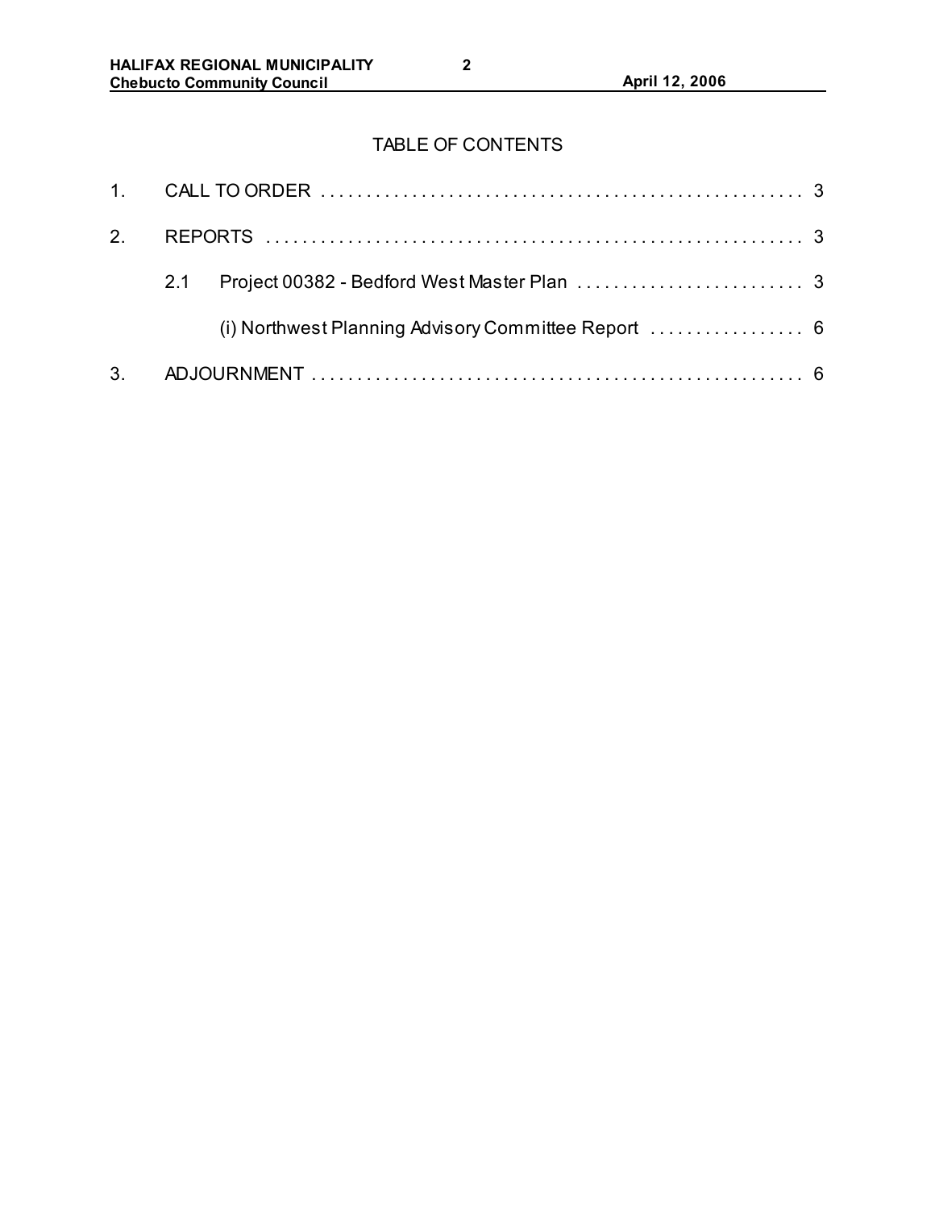## TABLE OF CONTENTS

1. CALL TO ORDER . . . . . . . . . . . . . . . . . . . . . . . . . . . . . . . . . . . . . . . . . . . . . . . . . . . . 3
2. REPORTS . . . . . . . . . . . . . . . . . . . . . . . . . . . . . . . . . . . . . . . . . . . . . . . . . . . . . . . . . 3
   - 2.1 Project 00382 - Bedford West Master Plan . . . . . . . . . . . . . . . . . . . . . . . . . . 3
     - (i) Northwest Planning Advisory Committee Report . . . . . . . . . . . . . . . . . 6
3. ADJOURNMENT . . . . . . . . . . . . . . . . . . . . . . . . . . . . . . . . . . . . . . . . . . . . . . . . . . . . 6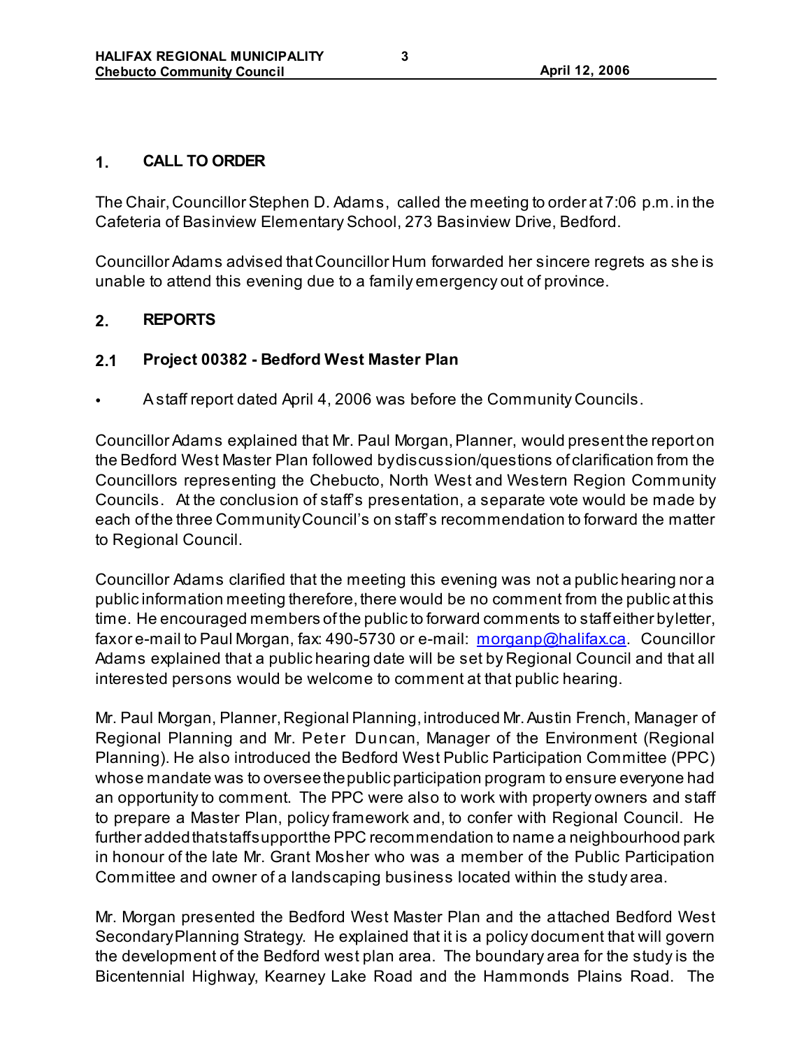## 1. CALL TO ORDER

The Chair, Councillor Stephen D. Adams, called the meeting to order at 7:06 p.m. in the Cafeteria of Basinview Elementary School, 273 Basinview Drive, Bedford.

Councillor Adams advised that Councillor Hum forwarded her sincere regrets as she is unable to attend this evening due to a family emergency out of province.

## 2. REPORTS

### 2.1 Project 00382 - Bedford West Master Plan

- A staff report dated April 4, 2006 was before the Community Councils.

Councillor Adams explained that Mr. Paul Morgan, Planner, would present the report on the Bedford West Master Plan followed by discussion/questions of clarification from the Councillors representing the Chebucto, North West and Western Region Community Councils. At the conclusion of staff's presentation, a separate vote would be made by each of the three Community Council's on staff's recommendation to forward the matter to Regional Council.

Councillor Adams clarified that the meeting this evening was not a public hearing nor a public information meeting therefore, there would be no comment from the public at this time. He encouraged members of the public to forward comments to staff either by letter, fax or e-mail to Paul Morgan, fax: 490-5730 or e-mail: morganp@halifax.ca. Councillor Adams explained that a public hearing date will be set by Regional Council and that all interested persons would be welcome to comment at that public hearing.

Mr. Paul Morgan, Planner, Regional Planning, introduced Mr. Austin French, Manager of Regional Planning and Mr. Peter Duncan, Manager of the Environment (Regional Planning). He also introduced the Bedford West Public Participation Committee (PPC) whose mandate was to oversee the public participation program to ensure everyone had an opportunity to comment. The PPC were also to work with property owners and staff to prepare a Master Plan, policy framework and, to confer with Regional Council. He further added that staff support the PPC recommendation to name a neighbourhood park in honour of the late Mr. Grant Mosher who was a member of the Public Participation Committee and owner of a landscaping business located within the study area.

Mr. Morgan presented the Bedford West Master Plan and the attached Bedford West Secondary Planning Strategy. He explained that it is a policy document that will govern the development of the Bedford west plan area. The boundary area for the study is the Bicentennial Highway, Kearney Lake Road and the Hammonds Plains Road. The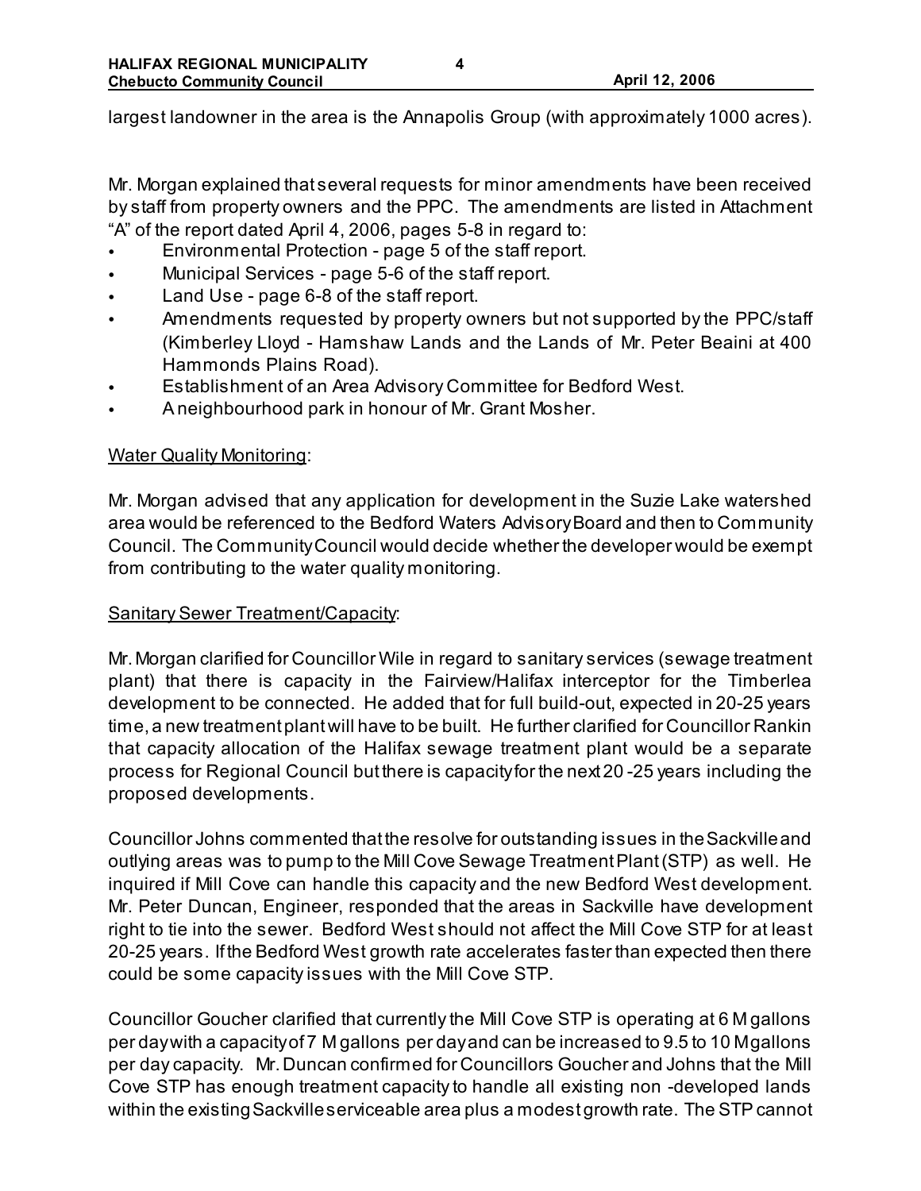largest landowner in the area is the Annapolis Group (with approximately 1000 acres).

Mr. Morgan explained that several requests for minor amendments have been received by staff from property owners and the PPC. The amendments are listed in Attachment "A" of the report dated April 4, 2006, pages 5-8 in regard to:

- Environmental Protection - page 5 of the staff report.
- Municipal Services - page 5-6 of the staff report.
- Land Use - page 6-8 of the staff report.
- Amendments requested by property owners but not supported by the PPC/staff (Kimberley Lloyd - Hamshaw Lands and the Lands of Mr. Peter Beaini at 400 Hammonds Plains Road).
- Establishment of an Area Advisory Committee for Bedford West.
- A neighbourhood park in honour of Mr. Grant Mosher.

Water Quality Monitoring:

Mr. Morgan advised that any application for development in the Suzie Lake watershed area would be referenced to the Bedford Waters Advisory Board and then to Community Council. The Community Council would decide whether the developer would be exempt from contributing to the water quality monitoring.

Sanitary Sewer Treatment/Capacity:

Mr. Morgan clarified for Councillor Wile in regard to sanitary services (sewage treatment plant) that there is capacity in the Fairview/Halifax interceptor for the Timberlea development to be connected. He added that for full build-out, expected in 20-25 years time, a new treatment plant will have to be built. He further clarified for Councillor Rankin that capacity allocation of the Halifax sewage treatment plant would be a separate process for Regional Council but there is capacity for the next 20 -25 years including the proposed developments.

Councillor Johns commented that the resolve for outstanding issues in the Sackville and outlying areas was to pump to the Mill Cove Sewage Treatment Plant (STP) as well. He inquired if Mill Cove can handle this capacity and the new Bedford West development. Mr. Peter Duncan, Engineer, responded that the areas in Sackville have development right to tie into the sewer. Bedford West should not affect the Mill Cove STP for at least 20-25 years. If the Bedford West growth rate accelerates faster than expected then there could be some capacity issues with the Mill Cove STP.

Councillor Goucher clarified that currently the Mill Cove STP is operating at 6 M gallons per day with a capacity of 7 M gallons per day and can be increased to 9.5 to 10 M gallons per day capacity. Mr. Duncan confirmed for Councillors Goucher and Johns that the Mill Cove STP has enough treatment capacity to handle all existing non -developed lands within the existing Sackville serviceable area plus a modest growth rate. The STP cannot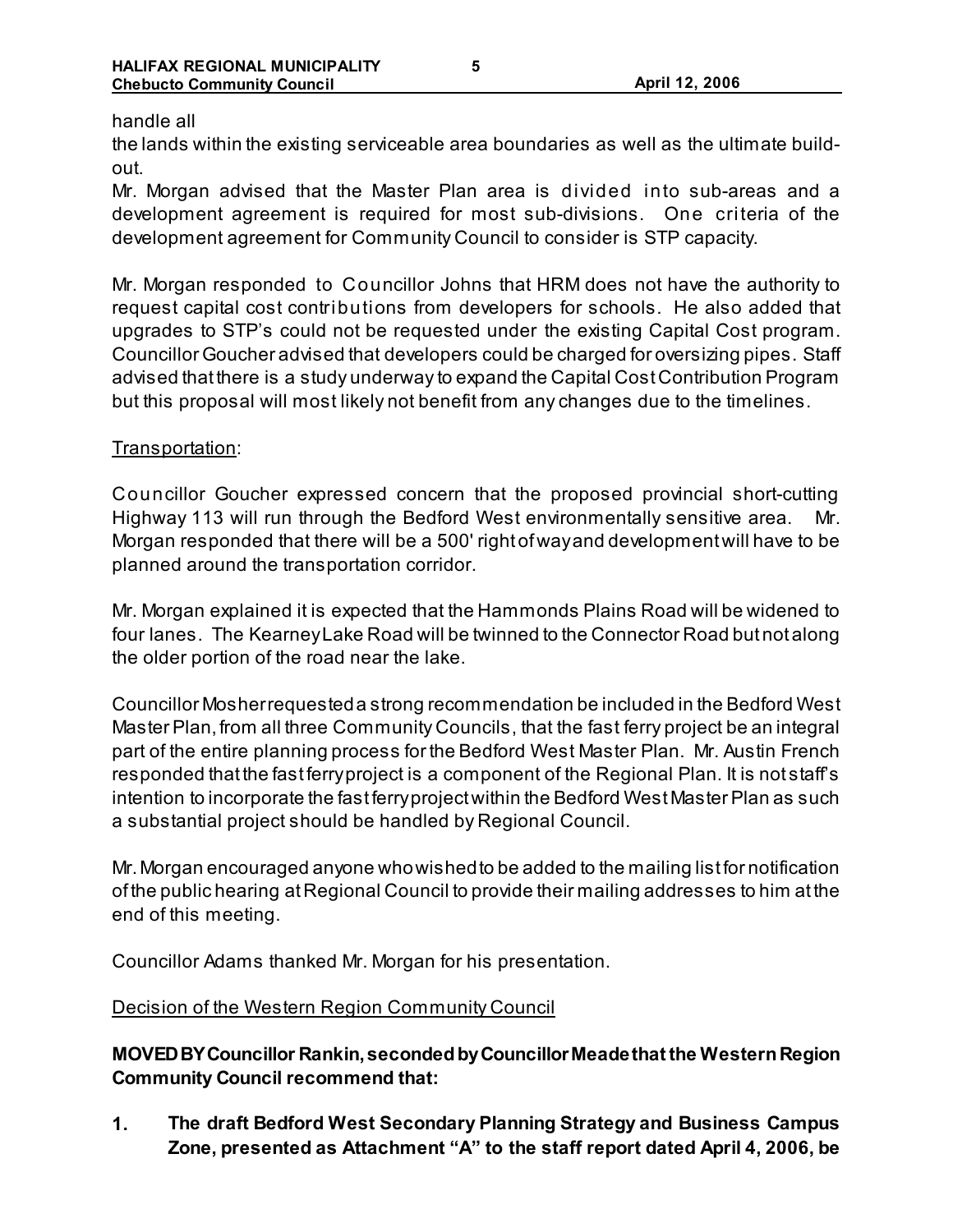handle all
the lands within the existing serviceable area boundaries as well as the ultimate build-out.
Mr. Morgan advised that the Master Plan area is divided into sub-areas and a development agreement is required for most sub-divisions. One criteria of the development agreement for Community Council to consider is STP capacity.

Mr. Morgan responded to Councillor Johns that HRM does not have the authority to request capital cost contributions from developers for schools. He also added that upgrades to STP's could not be requested under the existing Capital Cost program. Councillor Goucher advised that developers could be charged for oversizing pipes. Staff advised that there is a study underway to expand the Capital Cost Contribution Program but this proposal will most likely not benefit from any changes due to the timelines.

Transportation:

Councillor Goucher expressed concern that the proposed provincial short-cutting Highway 113 will run through the Bedford West environmentally sensitive area. Mr. Morgan responded that there will be a 500' right of way and development will have to be planned around the transportation corridor.

Mr. Morgan explained it is expected that the Hammonds Plains Road will be widened to four lanes. The Kearney Lake Road will be twinned to the Connector Road but not along the older portion of the road near the lake.

Councillor Mosher requested a strong recommendation be included in the Bedford West Master Plan, from all three Community Councils, that the fast ferry project be an integral part of the entire planning process for the Bedford West Master Plan. Mr. Austin French responded that the fast ferry project is a component of the Regional Plan. It is not staff's intention to incorporate the fast ferry project within the Bedford West Master Plan as such a substantial project should be handled by Regional Council.

Mr. Morgan encouraged anyone who wished to be added to the mailing list for notification of the public hearing at Regional Council to provide their mailing addresses to him at the end of this meeting.

Councillor Adams thanked Mr. Morgan for his presentation.

Decision of the Western Region Community Council

**MOVED BY Councillor Rankin, seconded by Councillor Meade that the Western Region Community Council recommend that:**

1. **The draft Bedford West Secondary Planning Strategy and Business Campus Zone, presented as Attachment "A" to the staff report dated April 4, 2006, be**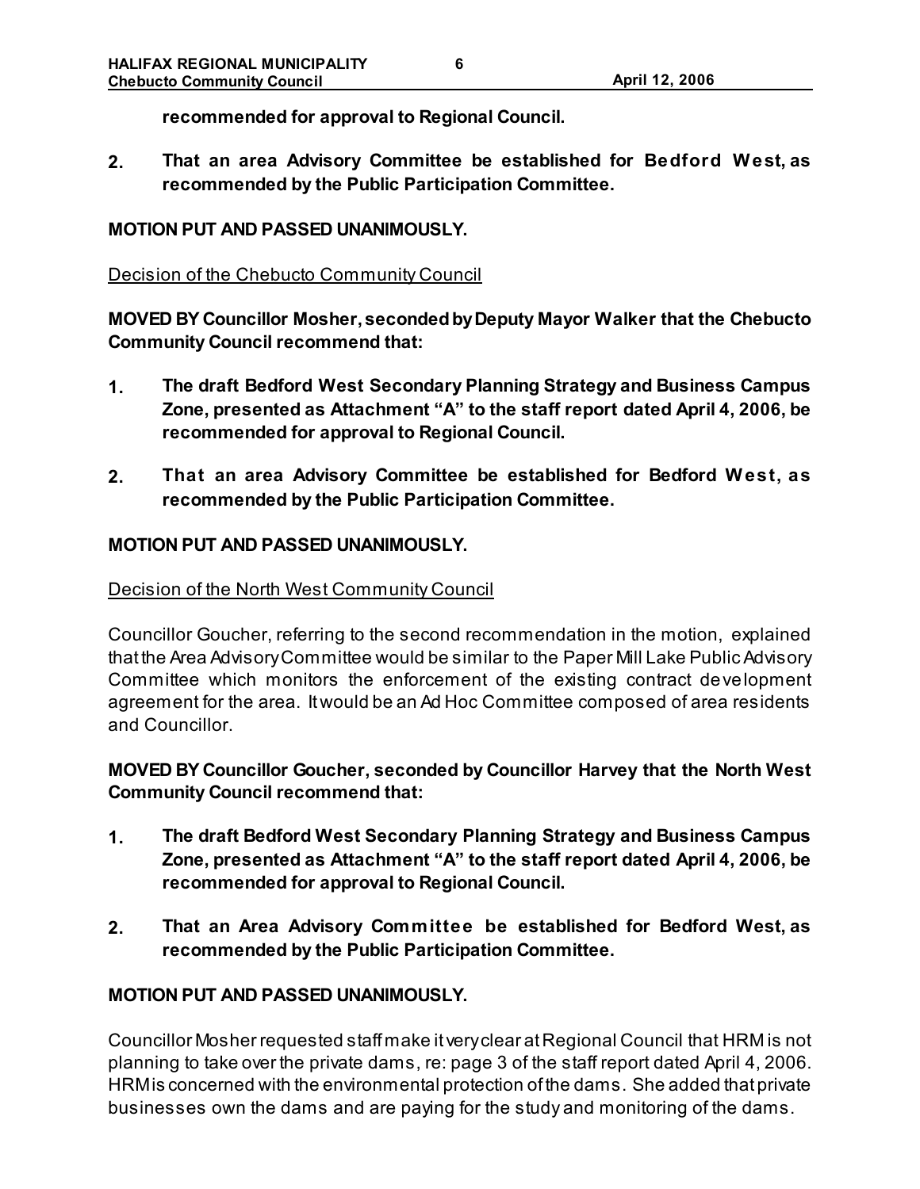**recommended for approval to Regional Council.**

2. **That an area Advisory Committee be established for Bedford West, as recommended by the Public Participation Committee.**

**MOTION PUT AND PASSED UNANIMOUSLY.**

Decision of the Chebucto Community Council

**MOVED BY Councillor Mosher, seconded by Deputy Mayor Walker that the Chebucto Community Council recommend that:**

1. **The draft Bedford West Secondary Planning Strategy and Business Campus Zone, presented as Attachment "A" to the staff report dated April 4, 2006, be recommended for approval to Regional Council.**

2. **That an area Advisory Committee be established for Bedford West, as recommended by the Public Participation Committee.**

**MOTION PUT AND PASSED UNANIMOUSLY.**

Decision of the North West Community Council

Councillor Goucher, referring to the second recommendation in the motion, explained that the Area Advisory Committee would be similar to the Paper Mill Lake Public Advisory Committee which monitors the enforcement of the existing contract development agreement for the area. It would be an Ad Hoc Committee composed of area residents and Councillor.

**MOVED BY Councillor Goucher, seconded by Councillor Harvey that the North West Community Council recommend that:**

1. **The draft Bedford West Secondary Planning Strategy and Business Campus Zone, presented as Attachment "A" to the staff report dated April 4, 2006, be recommended for approval to Regional Council.**

2. **That an Area Advisory Committee be established for Bedford West, as recommended by the Public Participation Committee.**

**MOTION PUT AND PASSED UNANIMOUSLY.**

Councillor Mosher requested staff make it very clear at Regional Council that HRM is not planning to take over the private dams, re: page 3 of the staff report dated April 4, 2006. HRM is concerned with the environmental protection of the dams. She added that private businesses own the dams and are paying for the study and monitoring of the dams.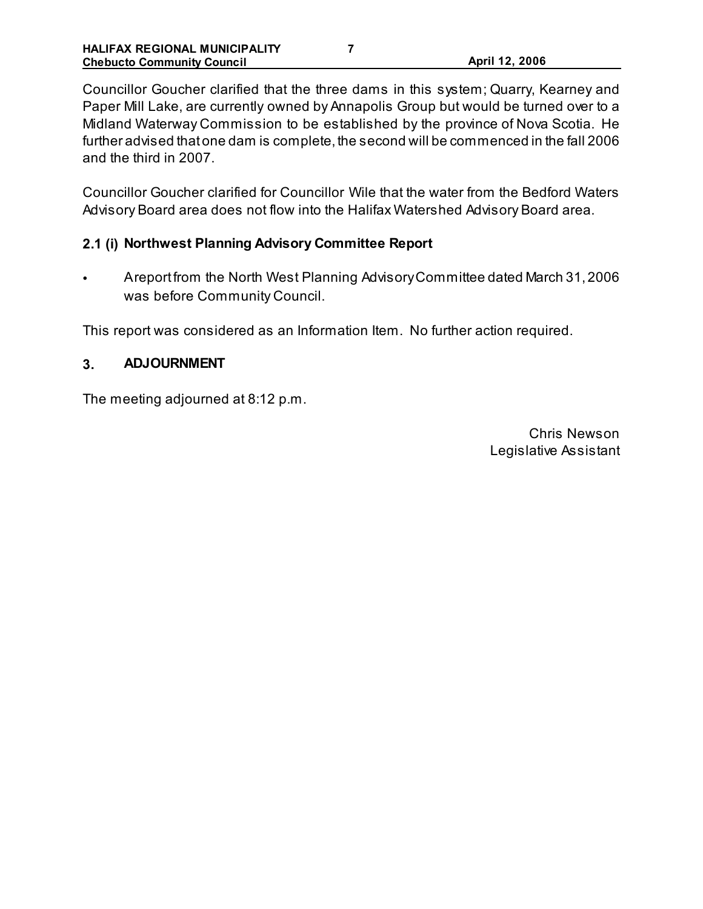Councillor Goucher clarified that the three dams in this system; Quarry, Kearney and Paper Mill Lake, are currently owned by Annapolis Group but would be turned over to a Midland Waterway Commission to be established by the province of Nova Scotia. He further advised that one dam is complete, the second will be commenced in the fall 2006 and the third in 2007.

Councillor Goucher clarified for Councillor Wile that the water from the Bedford Waters Advisory Board area does not flow into the Halifax Watershed Advisory Board area.

### 2.1 (i) Northwest Planning Advisory Committee Report

- A report from the North West Planning Advisory Committee dated March 31, 2006 was before Community Council.

This report was considered as an Information Item. No further action required.

### 3. ADJOURNMENT

The meeting adjourned at 8:12 p.m.

Chris Newson
Legislative Assistant